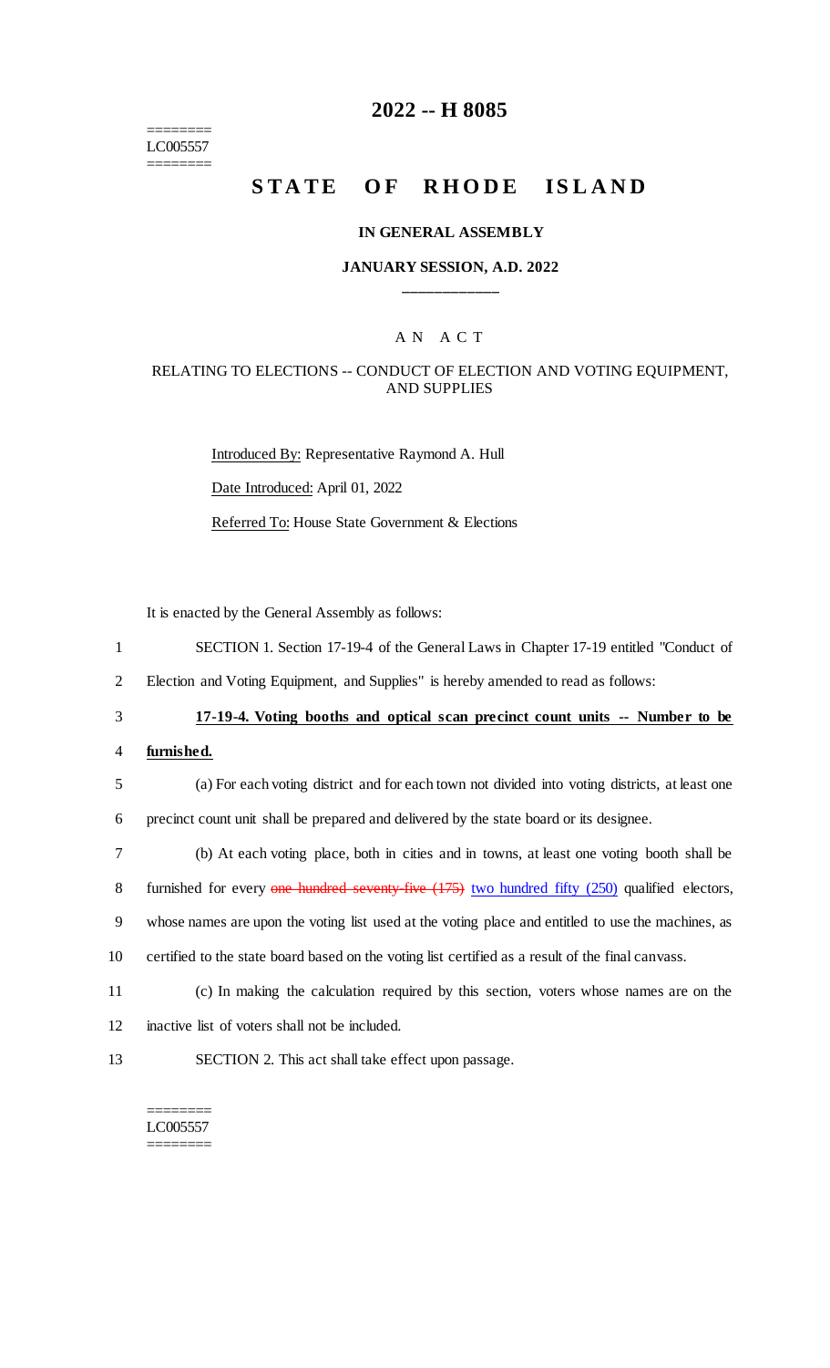LC005557

# 2022 -- H 8085

# STATE OF RHODE ISLAND

## IN GENERAL ASSEMBLY

### JANUARY SESSION, A.D. 2022

---

A N A C T

RELATING TO ELECTIONS -- CONDUCT OF ELECTION AND VOTING EQUIPMENT, AND SUPPLIES

Introduced By: Representative Raymond A. Hull

Date Introduced: April 01, 2022

Referred To: House State Government & Elections

It is enacted by the General Assembly as follows:

1 SECTION 1. Section 17-19-4 of the General Laws in Chapter 17-19 entitled "Conduct of
2 Election and Voting Equipment, and Supplies" is hereby amended to read as follows:

3 **17-19-4. Voting booths and optical scan precinct count units -- Number to be**
4 **furnished.**

5 (a) For each voting district and for each town not divided into voting districts, at least one
6 precinct count unit shall be prepared and delivered by the state board or its designee.

7 (b) At each voting place, both in cities and in towns, at least one voting booth shall be
8 furnished for every ~~one hundred seventy-five (175)~~ two hundred fifty (250) qualified electors,
9 whose names are upon the voting list used at the voting place and entitled to use the machines, as
10 certified to the state board based on the voting list certified as a result of the final canvass.

11 (c) In making the calculation required by this section, voters whose names are on the
12 inactive list of voters shall not be included.

13 SECTION 2. This act shall take effect upon passage.

LC005557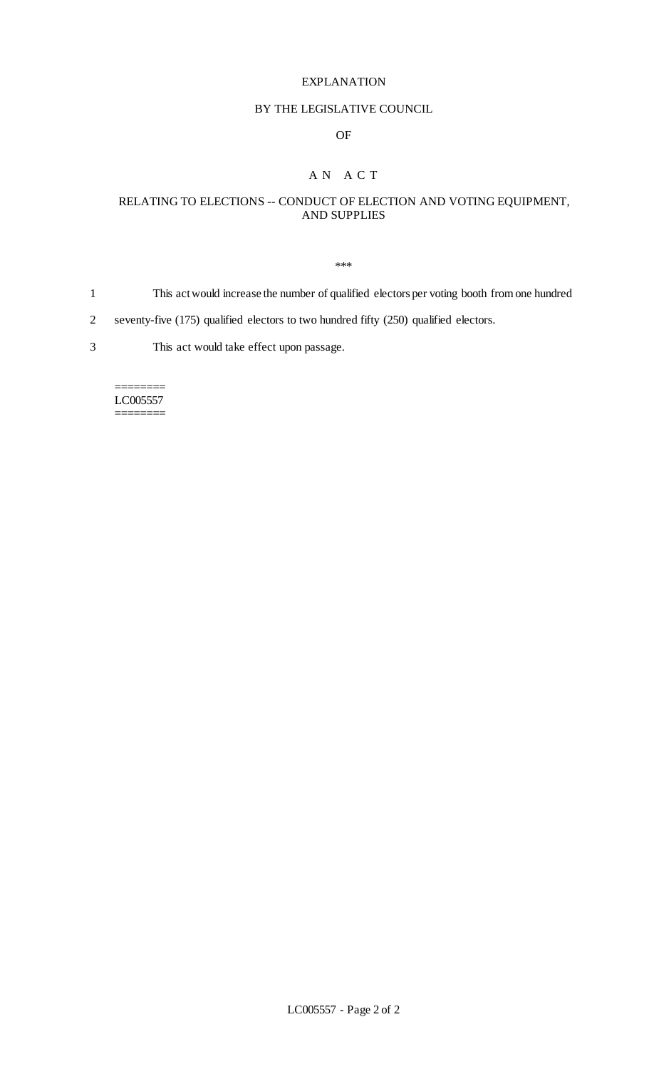EXPLANATION

BY THE LEGISLATIVE COUNCIL

OF

A N A C T

RELATING TO ELECTIONS -- CONDUCT OF ELECTION AND VOTING EQUIPMENT, AND SUPPLIES

\*\*\*

1 This act would increase the number of qualified electors per voting booth from one hundred

2 seventy-five (175) qualified electors to two hundred fifty (250) qualified electors.

3 This act would take effect upon passage.

========
LC005557
========